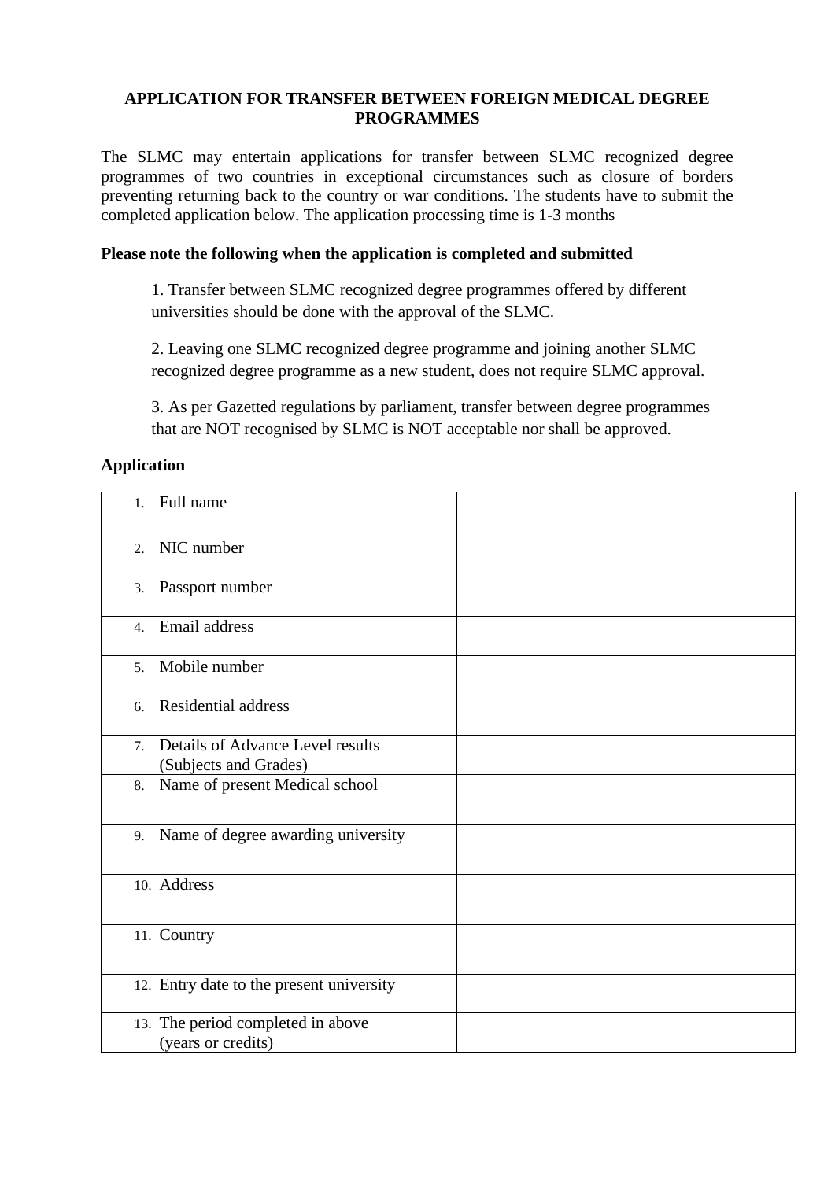# APPLICATION FOR TRANSFER BETWEEN FOREIGN MEDICAL DEGREE PROGRAMMES

The SLMC may entertain applications for transfer between SLMC recognized degree programmes of two countries in exceptional circumstances such as closure of borders preventing returning back to the country or war conditions. The students have to submit the completed application below. The application processing time is 1-3 months

**Please note the following when the application is completed and submitted**

1. Transfer between SLMC recognized degree programmes offered by different universities should be done with the approval of the SLMC.

2. Leaving one SLMC recognized degree programme and joining another SLMC recognized degree programme as a new student, does not require SLMC approval.

3. As per Gazetted regulations by parliament, transfer between degree programmes that are NOT recognised by SLMC is NOT acceptable nor shall be approved.

**Application**

| | |
|---|---|
| 1. Full name | |
| 2. NIC number | |
| 3. Passport number | |
| 4. Email address | |
| 5. Mobile number | |
| 6. Residential address | |
| 7. Details of Advance Level results (Subjects and Grades) | |
| 8. Name of present Medical school | |
| 9. Name of degree awarding university | |
| 10. Address | |
| 11. Country | |
| 12. Entry date to the present university | |
| 13. The period completed in above (years or credits) | |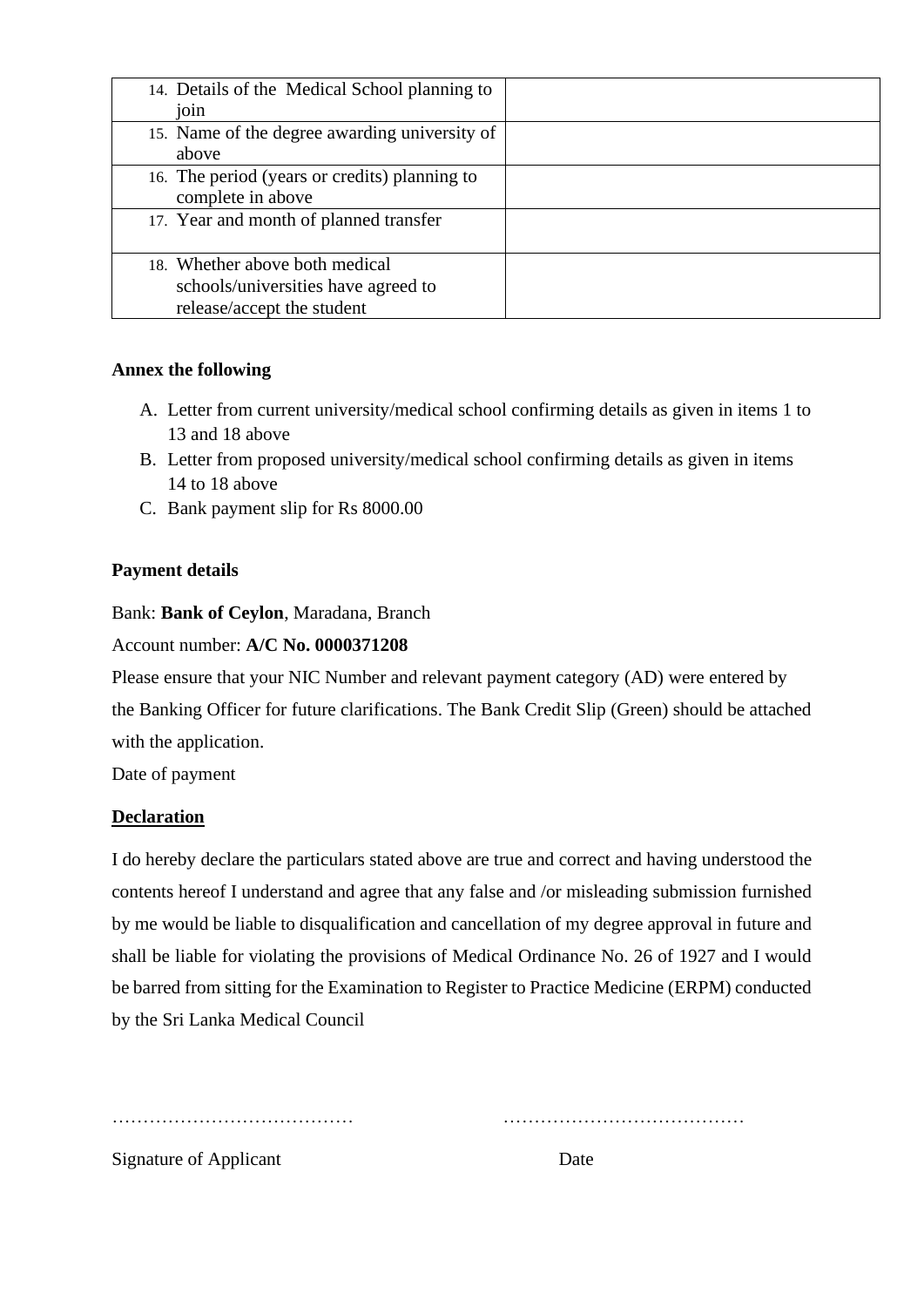| | |
|---|---|
| 14. Details of the Medical School planning to join | |
| 15. Name of the degree awarding university of above | |
| 16. The period (years or credits) planning to complete in above | |
| 17. Year and month of planned transfer | |
| 18. Whether above both medical schools/universities have agreed to release/accept the student | |

**Annex the following**

A. Letter from current university/medical school confirming details as given in items 1 to 13 and 18 above
B. Letter from proposed university/medical school confirming details as given in items 14 to 18 above
C. Bank payment slip for Rs 8000.00

**Payment details**

Bank: **Bank of Ceylon**, Maradana, Branch

Account number: **A/C No. 0000371208**

Please ensure that your NIC Number and relevant payment category (AD) were entered by the Banking Officer for future clarifications. The Bank Credit Slip (Green) should be attached with the application.

Date of payment

**<u>Declaration</u>**

I do hereby declare the particulars stated above are true and correct and having understood the contents hereof I understand and agree that any false and /or misleading submission furnished by me would be liable to disqualification and cancellation of my degree approval in future and shall be liable for violating the provisions of Medical Ordinance No. 26 of 1927 and I would be barred from sitting for the Examination to Register to Practice Medicine (ERPM) conducted by the Sri Lanka Medical Council

………………………………… …………………………………

Signature of Applicant Date